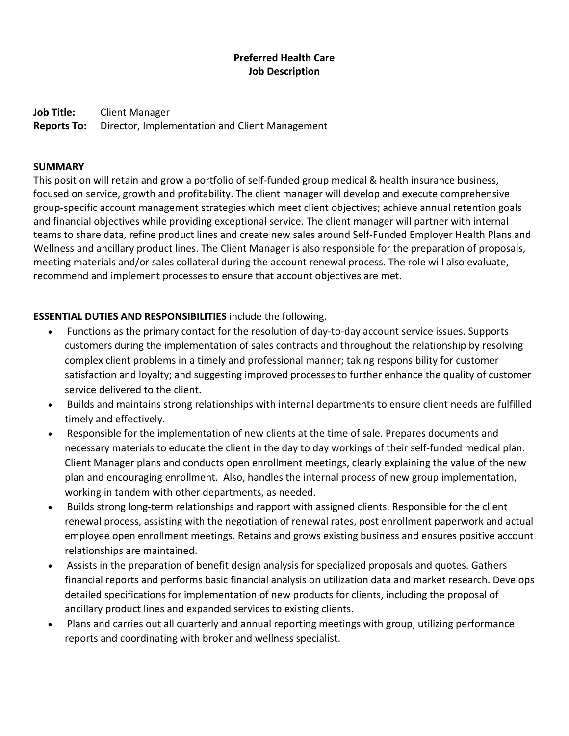# Preferred Health Care
## Job Description

**Job Title:** Client Manager
**Reports To:** Director, Implementation and Client Management

**SUMMARY**

This position will retain and grow a portfolio of self-funded group medical & health insurance business, focused on service, growth and profitability. The client manager will develop and execute comprehensive group-specific account management strategies which meet client objectives; achieve annual retention goals and financial objectives while providing exceptional service. The client manager will partner with internal teams to share data, refine product lines and create new sales around Self-Funded Employer Health Plans and Wellness and ancillary product lines. The Client Manager is also responsible for the preparation of proposals, meeting materials and/or sales collateral during the account renewal process. The role will also evaluate, recommend and implement processes to ensure that account objectives are met.

**ESSENTIAL DUTIES AND RESPONSIBILITIES** include the following.

- Functions as the primary contact for the resolution of day-to-day account service issues. Supports customers during the implementation of sales contracts and throughout the relationship by resolving complex client problems in a timely and professional manner; taking responsibility for customer satisfaction and loyalty; and suggesting improved processes to further enhance the quality of customer service delivered to the client.
- Builds and maintains strong relationships with internal departments to ensure client needs are fulfilled timely and effectively.
- Responsible for the implementation of new clients at the time of sale. Prepares documents and necessary materials to educate the client in the day to day workings of their self-funded medical plan. Client Manager plans and conducts open enrollment meetings, clearly explaining the value of the new plan and encouraging enrollment. Also, handles the internal process of new group implementation, working in tandem with other departments, as needed.
- Builds strong long-term relationships and rapport with assigned clients. Responsible for the client renewal process, assisting with the negotiation of renewal rates, post enrollment paperwork and actual employee open enrollment meetings. Retains and grows existing business and ensures positive account relationships are maintained.
- Assists in the preparation of benefit design analysis for specialized proposals and quotes. Gathers financial reports and performs basic financial analysis on utilization data and market research. Develops detailed specifications for implementation of new products for clients, including the proposal of ancillary product lines and expanded services to existing clients.
- Plans and carries out all quarterly and annual reporting meetings with group, utilizing performance reports and coordinating with broker and wellness specialist.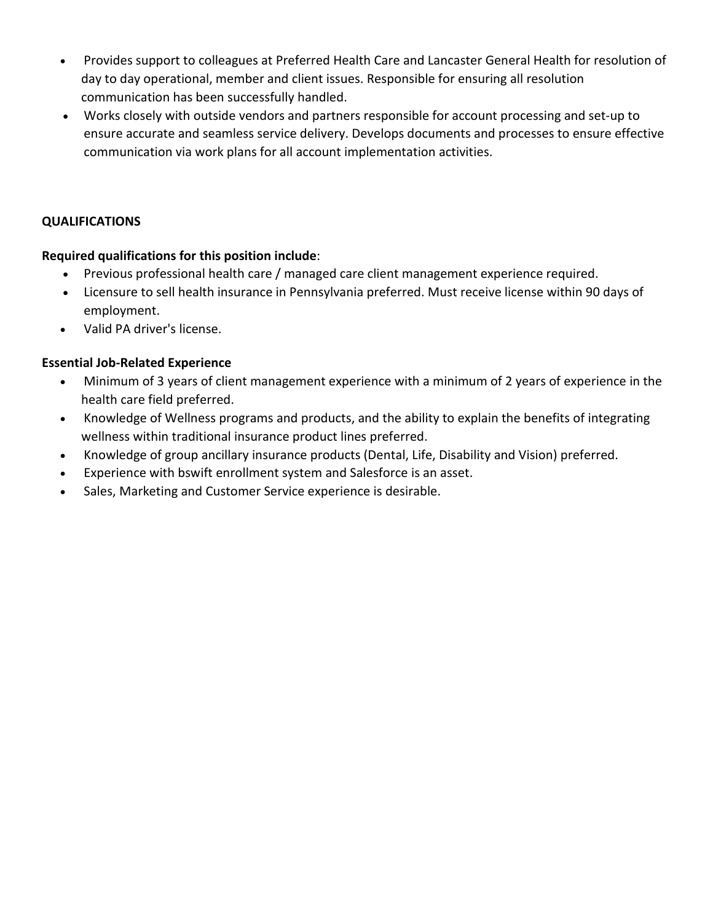- Provides support to colleagues at Preferred Health Care and Lancaster General Health for resolution of day to day operational, member and client issues. Responsible for ensuring all resolution communication has been successfully handled.
- Works closely with outside vendors and partners responsible for account processing and set-up to ensure accurate and seamless service delivery. Develops documents and processes to ensure effective communication via work plans for all account implementation activities.

**QUALIFICATIONS**

**Required qualifications for this position include**:

- Previous professional health care / managed care client management experience required.
- Licensure to sell health insurance in Pennsylvania preferred. Must receive license within 90 days of employment.
- Valid PA driver's license.

**Essential Job-Related Experience**

- Minimum of 3 years of client management experience with a minimum of 2 years of experience in the health care field preferred.
- Knowledge of Wellness programs and products, and the ability to explain the benefits of integrating wellness within traditional insurance product lines preferred.
- Knowledge of group ancillary insurance products (Dental, Life, Disability and Vision) preferred.
- Experience with bswift enrollment system and Salesforce is an asset.
- Sales, Marketing and Customer Service experience is desirable.